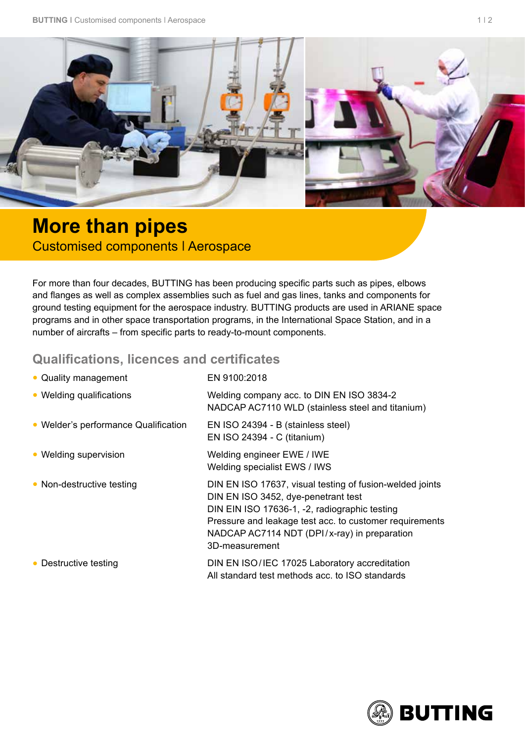# More than pipes

## Customised components I Aerospace

For more than four decades, BUTTING has been producing specific parts such as pipes, elbows and flanges as well as complex assemblies such as fuel and gas lines, tanks and components for ground testing equipment for the aerospace industry. BUTTING products are used in ARIANE space programs and in other space transportation programs, in the International Space Station, and in a number of aircrafts – from specific parts to ready-to-mount components.

## Qualifications, licences and certificates

- **Quality management**
  EN 9100:2018
- **Welding qualifications**
  Welding company acc. to DIN EN ISO 3834-2
  NADCAP AC7110 WLD (stainless steel and titanium)
- **Welder's performance Qualification**
  EN ISO 24394 - B (stainless steel)
  EN ISO 24394 - C (titanium)
- **Welding supervision**
  Welding engineer EWE / IWE
  Welding specialist EWS / IWS
- **Non-destructive testing**
  DIN EN ISO 17637, visual testing of fusion-welded joints
  DIN EN ISO 3452, dye-penetrant test
  DIN EIN ISO 17636-1, -2, radiographic testing
  Pressure and leakage test acc. to customer requirements
  NADCAP AC7114 NDT (DPI / x-ray) in preparation
  3D-measurement
- **Destructive testing**
  DIN EN ISO / IEC 17025 Laboratory accreditation
  All standard test methods acc. to ISO standards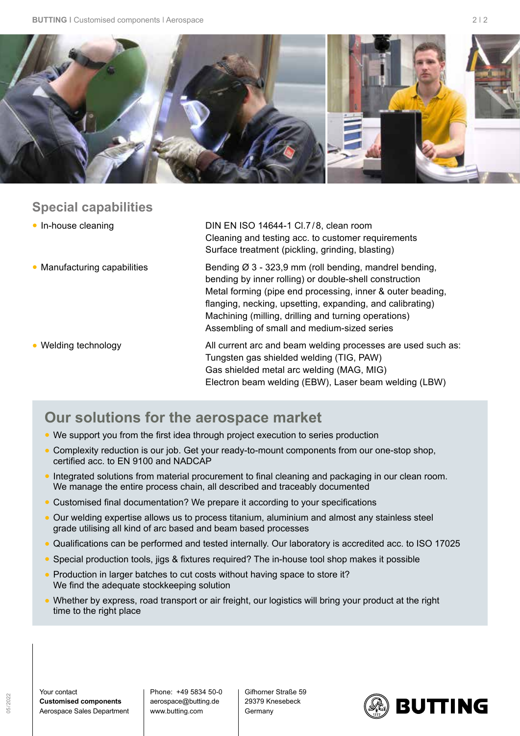## Special capabilities

| | |
|---|---|
| • In-house cleaning | DIN EN ISO 14644-1 Cl.7/8, clean room<br>Cleaning and testing acc. to customer requirements<br>Surface treatment (pickling, grinding, blasting) |
| • Manufacturing capabilities | Bending Ø 3 - 323,9 mm (roll bending, mandrel bending, bending by inner rolling) or double-shell construction<br>Metal forming (pipe end processing, inner & outer beading, flanging, necking, upsetting, expanding, and calibrating)<br>Machining (milling, drilling and turning operations)<br>Assembling of small and medium-sized series |
| • Welding technology | All current arc and beam welding processes are used such as:<br>Tungsten gas shielded welding (TIG, PAW)<br>Gas shielded metal arc welding (MAG, MIG)<br>Electron beam welding (EBW), Laser beam welding (LBW) |

## Our solutions for the aerospace market

- We support you from the first idea through project execution to series production
- Complexity reduction is our job. Get your ready-to-mount components from our one-stop shop, certified acc. to EN 9100 and NADCAP
- Integrated solutions from material procurement to final cleaning and packaging in our clean room. We manage the entire process chain, all described and traceably documented
- Customised final documentation? We prepare it according to your specifications
- Our welding expertise allows us to process titanium, aluminium and almost any stainless steel grade utilising all kind of arc based and beam based processes
- Qualifications can be performed and tested internally. Our laboratory is accredited acc. to ISO 17025
- Special production tools, jigs & fixtures required? The in-house tool shop makes it possible
- Production in larger batches to cut costs without having space to store it? We find the adequate stockkeeping solution
- Whether by express, road transport or air freight, our logistics will bring your product at the right time to the right place

Your contact
**Customised components**
Aerospace Sales Department

Phone: +49 5834 50-0
aerospace@butting.de
www.butting.com

Gifhorner Straße 59
29379 Knesebeck
Germany

BUTTING

05/2022